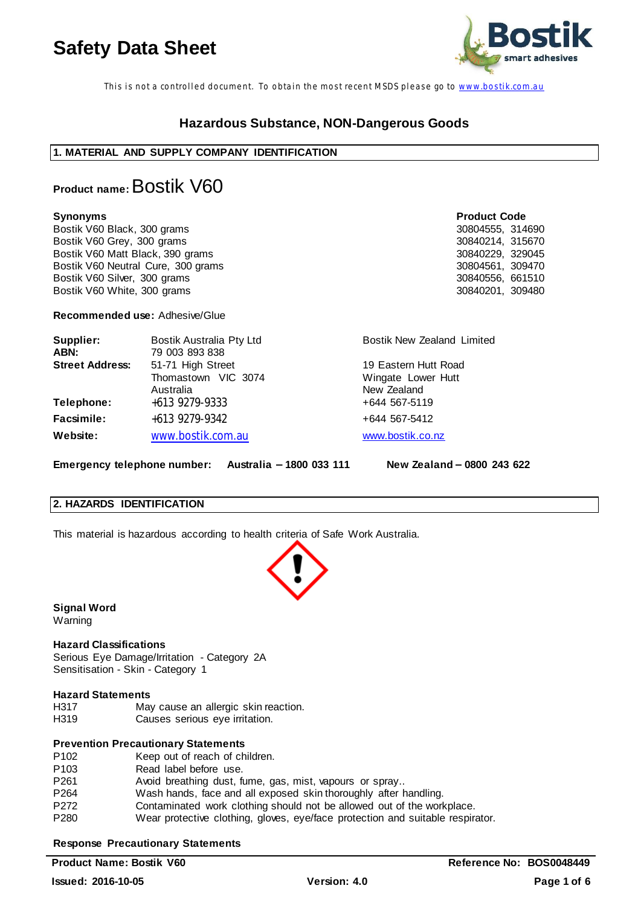# Safety Data Sheet

This is not a controlled document. To obtain the most recent MSDS please go to www.bostik.com.au

## Hazardous Substance, NON-Dangerous Goods

## 1. MATERIAL AND SUPPLY COMPANY IDENTIFICATION

**Product name:** Bostik V60

| Synonyms | Product Code |
|---|---|
| Bostik V60 Black, 300 grams | 30804555, 314690 |
| Bostik V60 Grey, 300 grams | 30840214, 315670 |
| Bostik V60 Matt Black, 390 grams | 30840229, 329045 |
| Bostik V60 Neutral Cure, 300 grams | 30804561, 309470 |
| Bostik V60 Silver, 300 grams | 30840556, 661510 |
| Bostik V60 White, 300 grams | 30840201, 309480 |

**Recommended use:** Adhesive/Glue

| | | |
|---|---|---|
| **Supplier:** | Bostik Australia Pty Ltd | Bostik New Zealand Limited |
| **ABN:** | 79 003 893 838 | |
| **Street Address:** | 51-71 High Street<br>Thomastown VIC 3074<br>Australia | 19 Eastern Hutt Road<br>Wingate Lower Hutt<br>New Zealand |
| **Telephone:** | +613 9279-9333 | +644 567-5119 |
| **Facsimile:** | +613 9279-9342 | +644 567-5412 |
| **Website:** | www.bostik.com.au | www.bostik.co.nz |

**Emergency telephone number:** **Australia – 1800 033 111** **New Zealand – 0800 243 622**

## 2. HAZARDS IDENTIFICATION

This material is hazardous according to health criteria of Safe Work Australia.

**Signal Word**
Warning

**Hazard Classifications**
Serious Eye Damage/Irritation - Category 2A
Sensitisation - Skin - Category 1

**Hazard Statements**

| | |
|---|---|
| H317 | May cause an allergic skin reaction. |
| H319 | Causes serious eye irritation. |

**Prevention Precautionary Statements**

| | |
|---|---|
| P102 | Keep out of reach of children. |
| P103 | Read label before use. |
| P261 | Avoid breathing dust, fume, gas, mist, vapours or spray.. |
| P264 | Wash hands, face and all exposed skin thoroughly after handling. |
| P272 | Contaminated work clothing should not be allowed out of the workplace. |
| P280 | Wear protective clothing, gloves, eye/face protection and suitable respirator. |

**Response Precautionary Statements**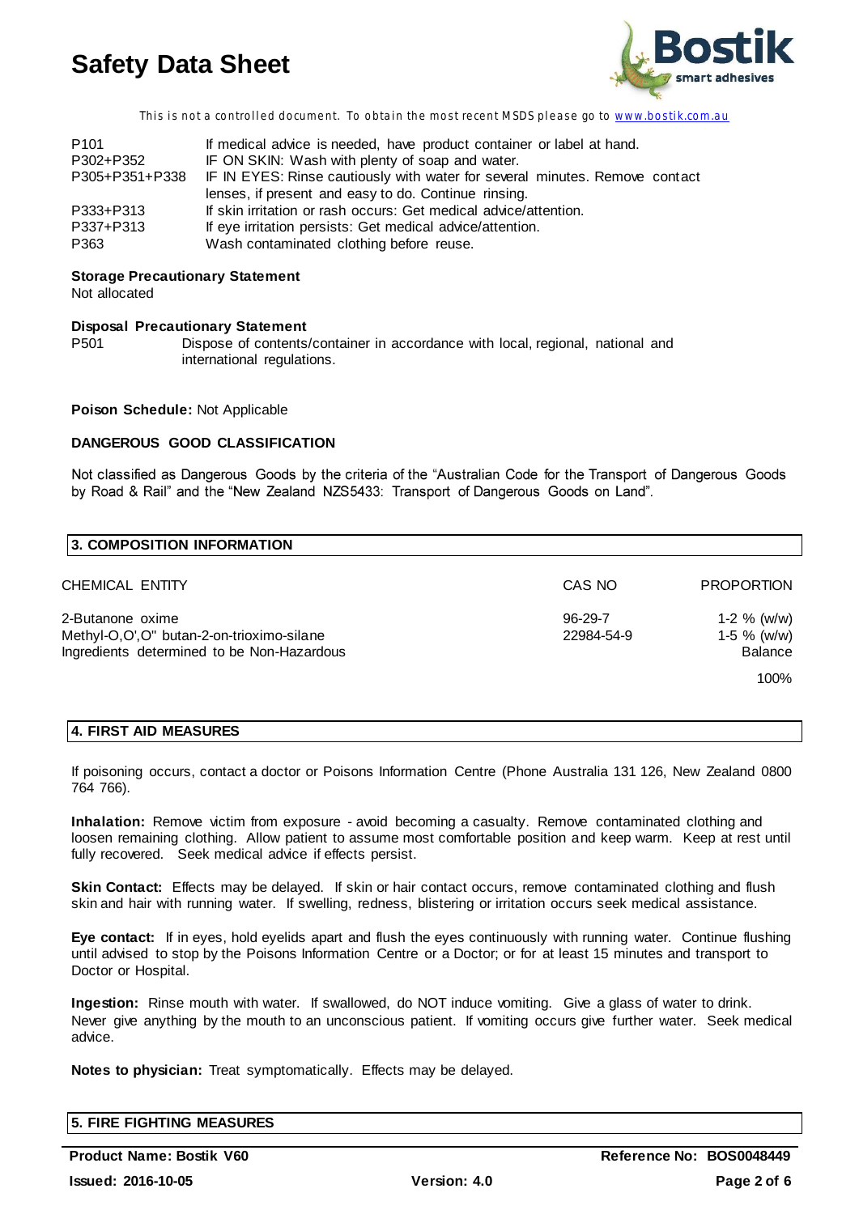| | |
|---|---|
| P101 | If medical advice is needed, have product container or label at hand. |
| P302+P352 | IF ON SKIN: Wash with plenty of soap and water. |
| P305+P351+P338 | IF IN EYES: Rinse cautiously with water for several minutes. Remove contact lenses, if present and easy to do. Continue rinsing. |
| P333+P313 | If skin irritation or rash occurs: Get medical advice/attention. |
| P337+P313 | If eye irritation persists: Get medical advice/attention. |
| P363 | Wash contaminated clothing before reuse. |

**Storage Precautionary Statement**
Not allocated

**Disposal Precautionary Statement**

| | |
|---|---|
| P501 | Dispose of contents/container in accordance with local, regional, national and international regulations. |

**Poison Schedule:** Not Applicable

**DANGEROUS GOOD CLASSIFICATION**

Not classified as Dangerous Goods by the criteria of the "Australian Code for the Transport of Dangerous Goods by Road & Rail" and the "New Zealand NZS5433: Transport of Dangerous Goods on Land".

## 3. COMPOSITION INFORMATION

| CHEMICAL ENTITY | CAS NO | PROPORTION |
|---|---|---|
| 2-Butanone oxime | 96-29-7 | 1-2 % (w/w) |
| Methyl-O,O',O" butan-2-on-trioximo-silane | 22984-54-9 | 1-5 % (w/w) |
| Ingredients determined to be Non-Hazardous | | Balance |
| | | 100% |

## 4. FIRST AID MEASURES

If poisoning occurs, contact a doctor or Poisons Information Centre (Phone Australia 131 126, New Zealand 0800 764 766).

**Inhalation:** Remove victim from exposure - avoid becoming a casualty. Remove contaminated clothing and loosen remaining clothing. Allow patient to assume most comfortable position and keep warm. Keep at rest until fully recovered. Seek medical advice if effects persist.

**Skin Contact:** Effects may be delayed. If skin or hair contact occurs, remove contaminated clothing and flush skin and hair with running water. If swelling, redness, blistering or irritation occurs seek medical assistance.

**Eye contact:** If in eyes, hold eyelids apart and flush the eyes continuously with running water. Continue flushing until advised to stop by the Poisons Information Centre or a Doctor; or for at least 15 minutes and transport to Doctor or Hospital.

**Ingestion:** Rinse mouth with water. If swallowed, do NOT induce vomiting. Give a glass of water to drink. Never give anything by the mouth to an unconscious patient. If vomiting occurs give further water. Seek medical advice.

**Notes to physician:** Treat symptomatically. Effects may be delayed.

## 5. FIRE FIGHTING MEASURES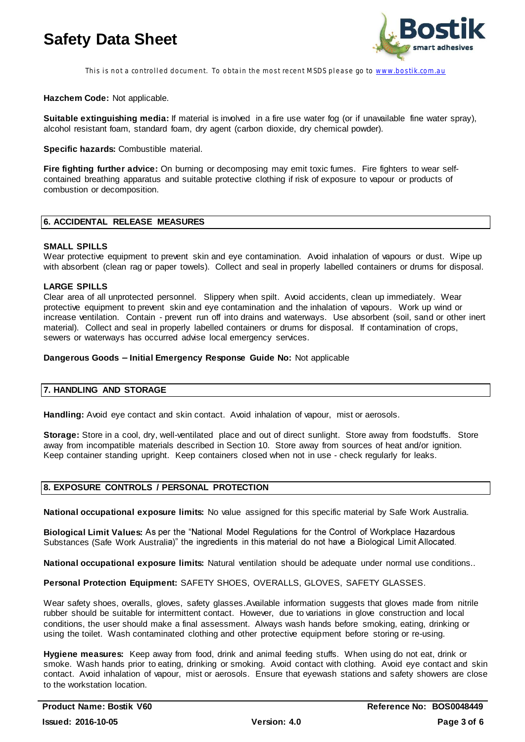**Hazchem Code:** Not applicable.

**Suitable extinguishing media:** If material is involved in a fire use water fog (or if unavailable fine water spray), alcohol resistant foam, standard foam, dry agent (carbon dioxide, dry chemical powder).

**Specific hazards:** Combustible material.

**Fire fighting further advice:** On burning or decomposing may emit toxic fumes. Fire fighters to wear self-contained breathing apparatus and suitable protective clothing if risk of exposure to vapour or products of combustion or decomposition.

## 6. ACCIDENTAL RELEASE MEASURES

### SMALL SPILLS

Wear protective equipment to prevent skin and eye contamination. Avoid inhalation of vapours or dust. Wipe up with absorbent (clean rag or paper towels). Collect and seal in properly labelled containers or drums for disposal.

### LARGE SPILLS

Clear area of all unprotected personnel. Slippery when spilt. Avoid accidents, clean up immediately. Wear protective equipment to prevent skin and eye contamination and the inhalation of vapours. Work up wind or increase ventilation. Contain - prevent run off into drains and waterways. Use absorbent (soil, sand or other inert material). Collect and seal in properly labelled containers or drums for disposal. If contamination of crops, sewers or waterways has occurred advise local emergency services.

**Dangerous Goods – Initial Emergency Response Guide No:** Not applicable

## 7. HANDLING AND STORAGE

**Handling:** Avoid eye contact and skin contact. Avoid inhalation of vapour, mist or aerosols.

**Storage:** Store in a cool, dry, well-ventilated place and out of direct sunlight. Store away from foodstuffs. Store away from incompatible materials described in Section 10. Store away from sources of heat and/or ignition. Keep container standing upright. Keep containers closed when not in use - check regularly for leaks.

## 8. EXPOSURE CONTROLS / PERSONAL PROTECTION

**National occupational exposure limits:** No value assigned for this specific material by Safe Work Australia.

**Biological Limit Values:** As per the "National Model Regulations for the Control of Workplace Hazardous Substances (Safe Work Australia)" the ingredients in this material do not have a Biological Limit Allocated.

**National occupational exposure limits:** Natural ventilation should be adequate under normal use conditions..

**Personal Protection Equipment:** SAFETY SHOES, OVERALLS, GLOVES, SAFETY GLASSES.

Wear safety shoes, overalls, gloves, safety glasses.Available information suggests that gloves made from nitrile rubber should be suitable for intermittent contact. However, due to variations in glove construction and local conditions, the user should make a final assessment. Always wash hands before smoking, eating, drinking or using the toilet. Wash contaminated clothing and other protective equipment before storing or re-using.

**Hygiene measures:** Keep away from food, drink and animal feeding stuffs. When using do not eat, drink or smoke. Wash hands prior to eating, drinking or smoking. Avoid contact with clothing. Avoid eye contact and skin contact. Avoid inhalation of vapour, mist or aerosols. Ensure that eyewash stations and safety showers are close to the workstation location.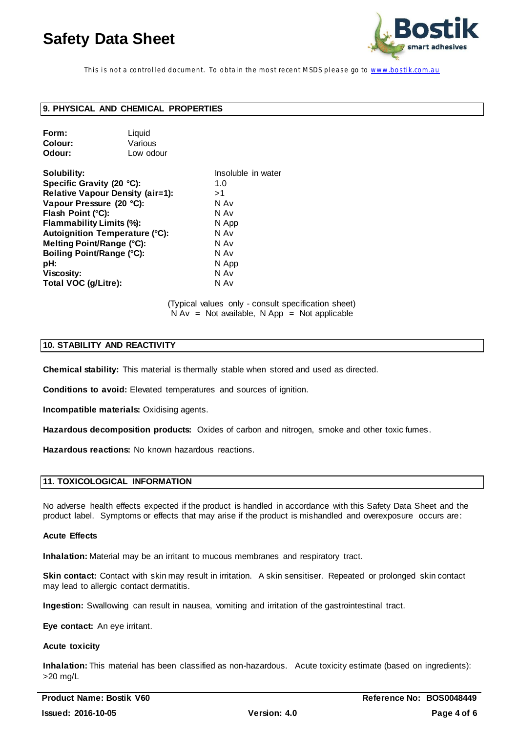## 9. PHYSICAL AND CHEMICAL PROPERTIES

**Form:** Liquid
**Colour:** Various
**Odour:** Low odour

| | |
|---|---|
| **Solubility:** | Insoluble in water |
| **Specific Gravity (20 °C):** | 1.0 |
| **Relative Vapour Density (air=1):** | >1 |
| **Vapour Pressure (20 °C):** | N Av |
| **Flash Point (°C):** | N Av |
| **Flammability Limits (%):** | N App |
| **Autoignition Temperature (°C):** | N Av |
| **Melting Point/Range (°C):** | N Av |
| **Boiling Point/Range (°C):** | N Av |
| **pH:** | N App |
| **Viscosity:** | N Av |
| **Total VOC (g/Litre):** | N Av |

(Typical values only - consult specification sheet)
N Av = Not available, N App = Not applicable

## 10. STABILITY AND REACTIVITY

**Chemical stability:** This material is thermally stable when stored and used as directed.

**Conditions to avoid:** Elevated temperatures and sources of ignition.

**Incompatible materials:** Oxidising agents.

**Hazardous decomposition products:** Oxides of carbon and nitrogen, smoke and other toxic fumes.

**Hazardous reactions:** No known hazardous reactions.

## 11. TOXICOLOGICAL INFORMATION

No adverse health effects expected if the product is handled in accordance with this Safety Data Sheet and the product label. Symptoms or effects that may arise if the product is mishandled and overexposure occurs are:

**Acute Effects**

**Inhalation:** Material may be an irritant to mucous membranes and respiratory tract.

**Skin contact:** Contact with skin may result in irritation. A skin sensitiser. Repeated or prolonged skin contact may lead to allergic contact dermatitis.

**Ingestion:** Swallowing can result in nausea, vomiting and irritation of the gastrointestinal tract.

**Eye contact:** An eye irritant.

**Acute toxicity**

**Inhalation:** This material has been classified as non-hazardous. Acute toxicity estimate (based on ingredients): >20 mg/L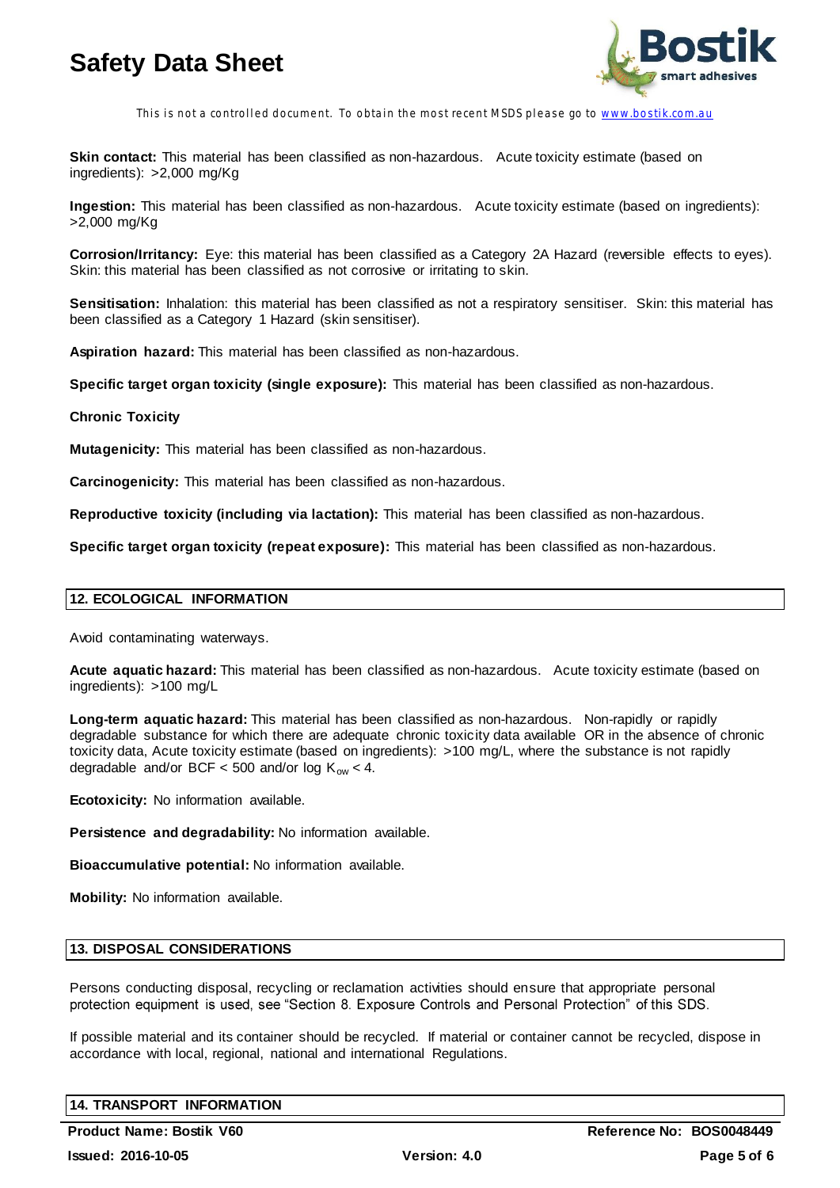**Skin contact:** This material has been classified as non-hazardous. Acute toxicity estimate (based on ingredients): >2,000 mg/Kg

**Ingestion:** This material has been classified as non-hazardous. Acute toxicity estimate (based on ingredients): >2,000 mg/Kg

**Corrosion/Irritancy:** Eye: this material has been classified as a Category 2A Hazard (reversible effects to eyes). Skin: this material has been classified as not corrosive or irritating to skin.

**Sensitisation:** Inhalation: this material has been classified as not a respiratory sensitiser. Skin: this material has been classified as a Category 1 Hazard (skin sensitiser).

**Aspiration hazard:** This material has been classified as non-hazardous.

**Specific target organ toxicity (single exposure):** This material has been classified as non-hazardous.

**Chronic Toxicity**

**Mutagenicity:** This material has been classified as non-hazardous.

**Carcinogenicity:** This material has been classified as non-hazardous.

**Reproductive toxicity (including via lactation):** This material has been classified as non-hazardous.

**Specific target organ toxicity (repeat exposure):** This material has been classified as non-hazardous.

## 12. ECOLOGICAL INFORMATION

Avoid contaminating waterways.

**Acute aquatic hazard:** This material has been classified as non-hazardous. Acute toxicity estimate (based on ingredients): >100 mg/L

**Long-term aquatic hazard:** This material has been classified as non-hazardous. Non-rapidly or rapidly degradable substance for which there are adequate chronic toxicity data available OR in the absence of chronic toxicity data, Acute toxicity estimate (based on ingredients): >100 mg/L, where the substance is not rapidly degradable and/or BCF < 500 and/or log $K_{ow}$ < 4.

**Ecotoxicity:** No information available.

**Persistence and degradability:** No information available.

**Bioaccumulative potential:** No information available.

**Mobility:** No information available.

## 13. DISPOSAL CONSIDERATIONS

Persons conducting disposal, recycling or reclamation activities should ensure that appropriate personal protection equipment is used, see "Section 8. Exposure Controls and Personal Protection" of this SDS.

If possible material and its container should be recycled. If material or container cannot be recycled, dispose in accordance with local, regional, national and international Regulations.

## 14. TRANSPORT INFORMATION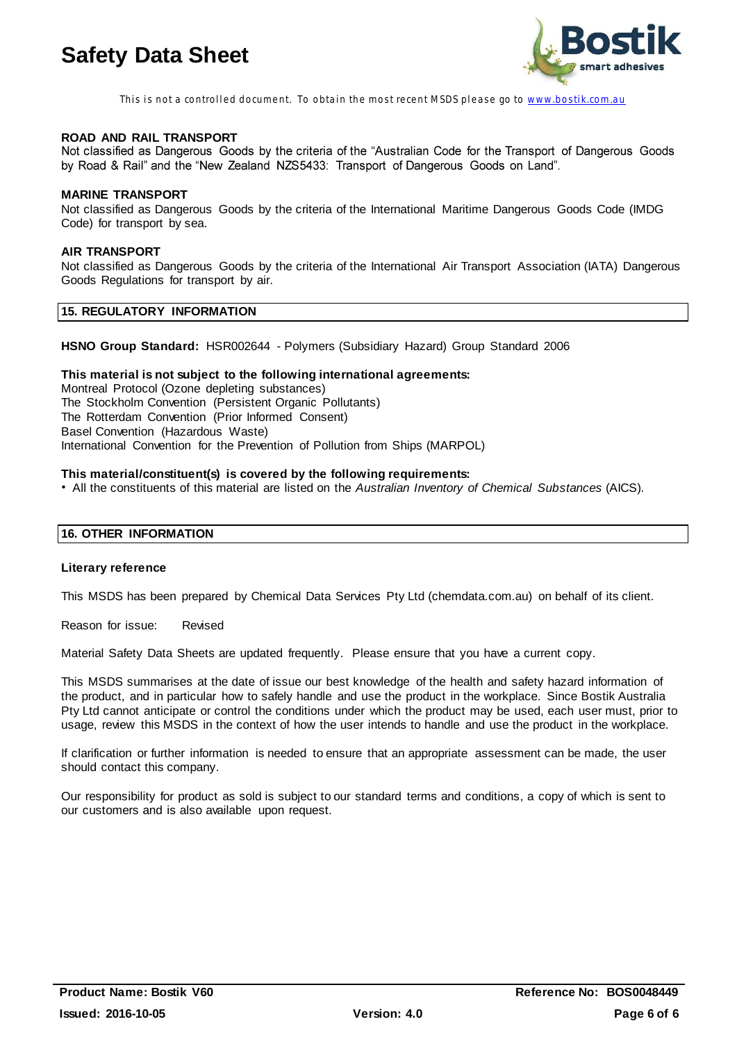### ROAD AND RAIL TRANSPORT

Not classified as Dangerous Goods by the criteria of the "Australian Code for the Transport of Dangerous Goods by Road & Rail" and the "New Zealand NZS5433: Transport of Dangerous Goods on Land".

### MARINE TRANSPORT

Not classified as Dangerous Goods by the criteria of the International Maritime Dangerous Goods Code (IMDG Code) for transport by sea.

### AIR TRANSPORT

Not classified as Dangerous Goods by the criteria of the International Air Transport Association (IATA) Dangerous Goods Regulations for transport by air.

## 15. REGULATORY INFORMATION

**HSNO Group Standard:** HSR002644 - Polymers (Subsidiary Hazard) Group Standard 2006

**This material is not subject to the following international agreements:**

Montreal Protocol (Ozone depleting substances)
The Stockholm Convention (Persistent Organic Pollutants)
The Rotterdam Convention (Prior Informed Consent)
Basel Convention (Hazardous Waste)
International Convention for the Prevention of Pollution from Ships (MARPOL)

**This material/constituent(s) is covered by the following requirements:**

- All the constituents of this material are listed on the *Australian Inventory of Chemical Substances* (AICS).

## 16. OTHER INFORMATION

**Literary reference**

This MSDS has been prepared by Chemical Data Services Pty Ltd (chemdata.com.au) on behalf of its client.

Reason for issue: Revised

Material Safety Data Sheets are updated frequently. Please ensure that you have a current copy.

This MSDS summarises at the date of issue our best knowledge of the health and safety hazard information of the product, and in particular how to safely handle and use the product in the workplace. Since Bostik Australia Pty Ltd cannot anticipate or control the conditions under which the product may be used, each user must, prior to usage, review this MSDS in the context of how the user intends to handle and use the product in the workplace.

If clarification or further information is needed to ensure that an appropriate assessment can be made, the user should contact this company.

Our responsibility for product as sold is subject to our standard terms and conditions, a copy of which is sent to our customers and is also available upon request.